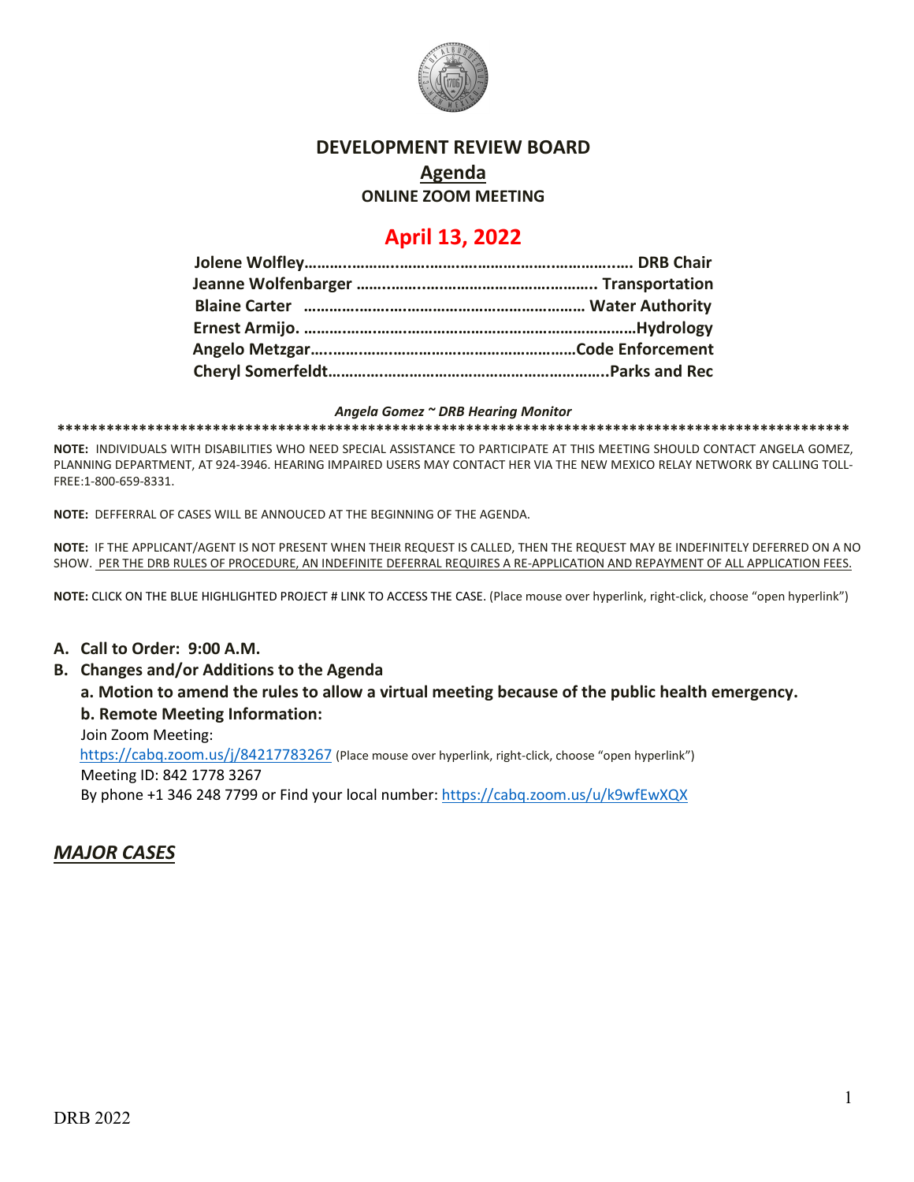# DEVELOPMENT REVIEW BOARD

## Agenda

**ONLINE ZOOM MEETING**

## April 13, 2022

**Jolene Wolfley…………………………………………………………… DRB Chair**
**Jeanne Wolfenbarger ……………………………………………….. Transportation**
**Blaine Carter ………………………………………………………… Water Authority**
**Ernest Armijo. ……………………………………………………………………Hydrology**
**Angelo Metzgar…………………………………………………………Code Enforcement**
**Cheryl Somerfeldt…………………………………………………………..Parks and Rec**

***Angela Gomez ~ DRB Hearing Monitor***

**\*\*\*\*\*\*\*\*\*\*\*\*\*\*\*\*\*\*\*\*\*\*\*\*\*\*\*\*\*\*\*\*\*\*\*\*\*\*\*\*\*\*\*\*\*\*\*\*\*\*\*\*\*\*\*\*\*\*\*\*\*\*\*\*\*\*\*\*\*\*\*\*\*\*\*\*\*\*\*\*\*\*\*\*\*\*\*\*\*\*\*\*\*\*\*\*\***

**NOTE:** INDIVIDUALS WITH DISABILITIES WHO NEED SPECIAL ASSISTANCE TO PARTICIPATE AT THIS MEETING SHOULD CONTACT ANGELA GOMEZ, PLANNING DEPARTMENT, AT 924-3946. HEARING IMPAIRED USERS MAY CONTACT HER VIA THE NEW MEXICO RELAY NETWORK BY CALLING TOLL-FREE:1-800-659-8331.

**NOTE:** DEFFERRAL OF CASES WILL BE ANNOUCED AT THE BEGINNING OF THE AGENDA.

**NOTE:** IF THE APPLICANT/AGENT IS NOT PRESENT WHEN THEIR REQUEST IS CALLED, THEN THE REQUEST MAY BE INDEFINITELY DEFERRED ON A NO SHOW. <u>PER THE DRB RULES OF PROCEDURE, AN INDEFINITE DEFERRAL REQUIRES A RE-APPLICATION AND REPAYMENT OF ALL APPLICATION FEES.</u>

**NOTE:** CLICK ON THE BLUE HIGHLIGHTED PROJECT # LINK TO ACCESS THE CASE. (Place mouse over hyperlink, right-click, choose "open hyperlink")

**A. Call to Order: 9:00 A.M.**

**B. Changes and/or Additions to the Agenda**

**a. Motion to amend the rules to allow a virtual meeting because of the public health emergency.**

**b. Remote Meeting Information:**

Join Zoom Meeting:
https://cabq.zoom.us/j/84217783267 (Place mouse over hyperlink, right-click, choose "open hyperlink")
Meeting ID: 842 1778 3267
By phone +1 346 248 7799 or Find your local number: https://cabq.zoom.us/u/k9wfEwXQX

## ***<u>MAJOR CASES</u>***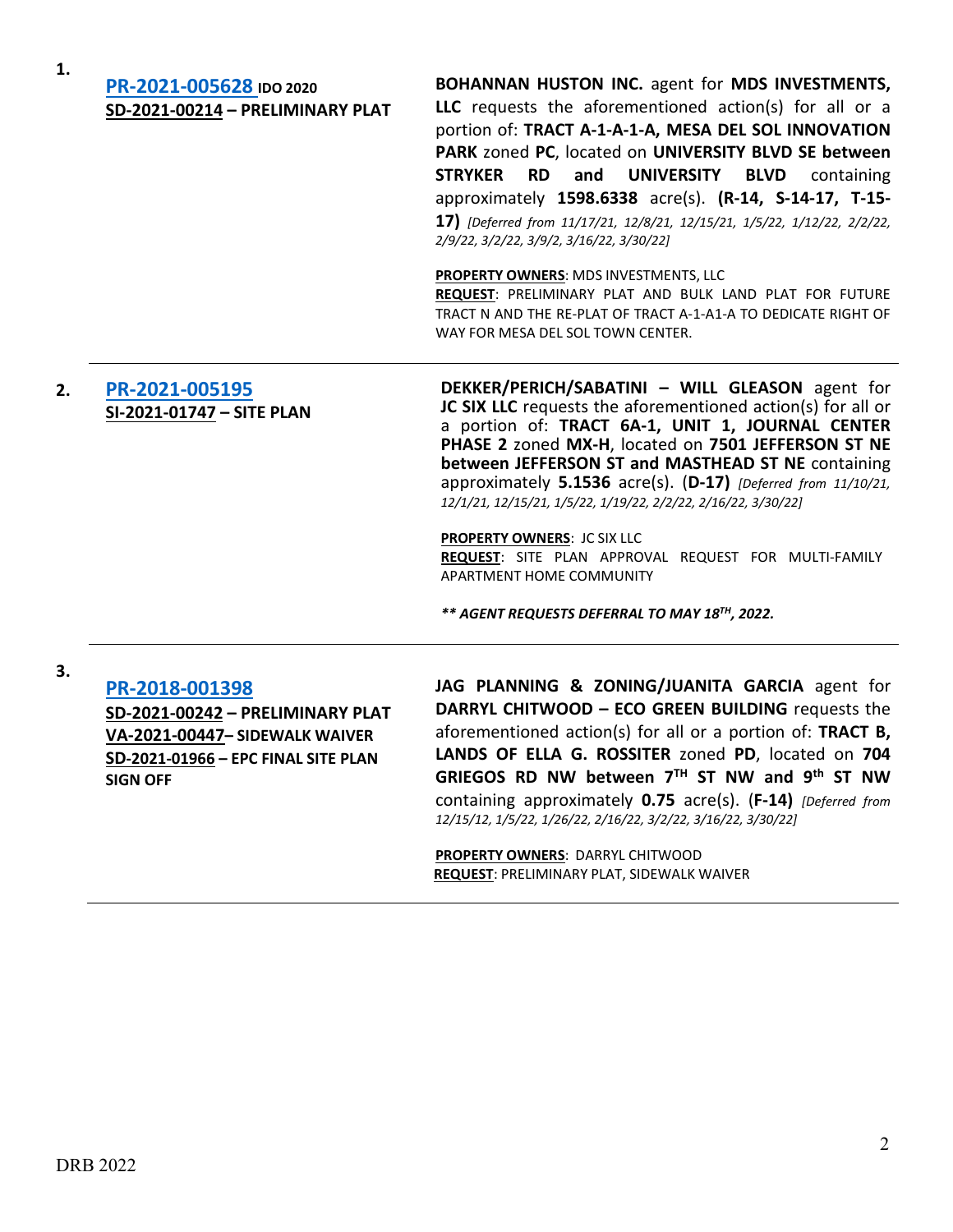1. **PR-2021-005628** **IDO 2020**
   **SD-2021-00214 – PRELIMINARY PLAT**

   **BOHANNAN HUSTON INC.** agent for **MDS INVESTMENTS, LLC** requests the aforementioned action(s) for all or a portion of: **TRACT A-1-A-1-A, MESA DEL SOL INNOVATION PARK** zoned **PC**, located on **UNIVERSITY BLVD SE between STRYKER RD and UNIVERSITY BLVD** containing approximately **1598.6338** acre(s). **(R-14, S-14-17, T-15-17)** *[Deferred from 11/17/21, 12/8/21, 12/15/21, 1/5/22, 1/12/22, 2/2/22, 2/9/22, 3/2/22, 3/9/2, 3/16/22, 3/30/22]*

   **PROPERTY OWNERS**: MDS INVESTMENTS, LLC
   **REQUEST**: PRELIMINARY PLAT AND BULK LAND PLAT FOR FUTURE TRACT N AND THE RE-PLAT OF TRACT A-1-A1-A TO DEDICATE RIGHT OF WAY FOR MESA DEL SOL TOWN CENTER.

---

2. **PR-2021-005195**
   **SI-2021-01747 – SITE PLAN**

   **DEKKER/PERICH/SABATINI – WILL GLEASON** agent for **JC SIX LLC** requests the aforementioned action(s) for all or a portion of: **TRACT 6A-1, UNIT 1, JOURNAL CENTER PHASE 2** zoned **MX-H**, located on **7501 JEFFERSON ST NE between JEFFERSON ST and MASTHEAD ST NE** containing approximately **5.1536** acre(s). (**D-17)** *[Deferred from 11/10/21, 12/1/21, 12/15/21, 1/5/22, 1/19/22, 2/2/22, 2/16/22, 3/30/22]*

   **PROPERTY OWNERS**: JC SIX LLC
   **REQUEST**: SITE PLAN APPROVAL REQUEST FOR MULTI-FAMILY APARTMENT HOME COMMUNITY

   ***** AGENT REQUESTS DEFERRAL TO MAY 18TH, 2022.***

---

3. **PR-2018-001398**
   **SD-2021-00242 – PRELIMINARY PLAT**
   **VA-2021-00447– SIDEWALK WAIVER**
   **SD-2021-01966 – EPC FINAL SITE PLAN SIGN OFF**

   **JAG PLANNING & ZONING/JUANITA GARCIA** agent for **DARRYL CHITWOOD – ECO GREEN BUILDING** requests the aforementioned action(s) for all or a portion of: **TRACT B, LANDS OF ELLA G. ROSSITER** zoned **PD**, located on **704 GRIEGOS RD NW between 7TH ST NW and 9th ST NW** containing approximately **0.75** acre(s). (**F-14)** *[Deferred from 12/15/12, 1/5/22, 1/26/22, 2/16/22, 3/2/22, 3/16/22, 3/30/22]*

   **PROPERTY OWNERS**: DARRYL CHITWOOD
   **REQUEST**: PRELIMINARY PLAT, SIDEWALK WAIVER

---

DRB 2022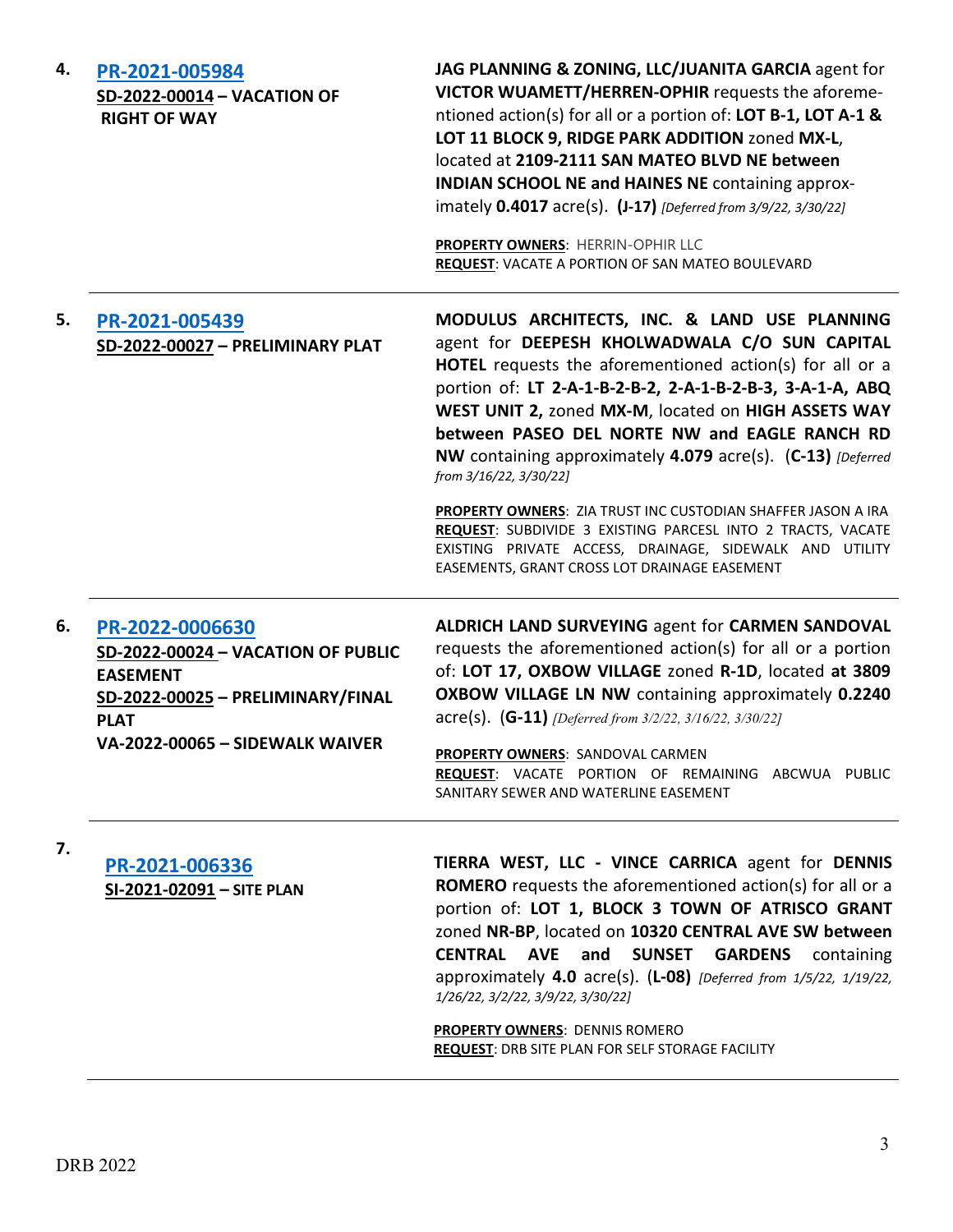4. **PR-2021-005984**
**SD-2022-00014 – VACATION OF RIGHT OF WAY**

**JAG PLANNING & ZONING, LLC/JUANITA GARCIA** agent for **VICTOR WUAMETT/HERREN-OPHIR** requests the aforementioned action(s) for all or a portion of: **LOT B-1, LOT A-1 & LOT 11 BLOCK 9, RIDGE PARK ADDITION** zoned **MX-L**, located at **2109-2111 SAN MATEO BLVD NE between INDIAN SCHOOL NE and HAINES NE** containing approximately **0.4017** acre(s). **(J-17)** *[Deferred from 3/9/22, 3/30/22]*

**PROPERTY OWNERS**: HERRIN-OPHIR LLC
**REQUEST**: VACATE A PORTION OF SAN MATEO BOULEVARD

---

5. **PR-2021-005439**
**SD-2022-00027 – PRELIMINARY PLAT**

**MODULUS ARCHITECTS, INC. & LAND USE PLANNING** agent for **DEEPESH KHOLWADWALA C/O SUN CAPITAL HOTEL** requests the aforementioned action(s) for all or a portion of: **LT 2-A-1-B-2-B-2, 2-A-1-B-2-B-3, 3-A-1-A, ABQ WEST UNIT 2,** zoned **MX-M**, located on **HIGH ASSETS WAY between PASEO DEL NORTE NW and EAGLE RANCH RD NW** containing approximately **4.079** acre(s). (**C-13)** *[Deferred from 3/16/22, 3/30/22]*

**PROPERTY OWNERS**: ZIA TRUST INC CUSTODIAN SHAFFER JASON A IRA
**REQUEST**: SUBDIVIDE 3 EXISTING PARCESL INTO 2 TRACTS, VACATE EXISTING PRIVATE ACCESS, DRAINAGE, SIDEWALK AND UTILITY EASEMENTS, GRANT CROSS LOT DRAINAGE EASEMENT

---

6. **PR-2022-0006630**
**SD-2022-00024 – VACATION OF PUBLIC EASEMENT**
**SD-2022-00025 – PRELIMINARY/FINAL PLAT**
**VA-2022-00065 – SIDEWALK WAIVER**

**ALDRICH LAND SURVEYING** agent for **CARMEN SANDOVAL** requests the aforementioned action(s) for all or a portion of: **LOT 17, OXBOW VILLAGE** zoned **R-1D**, located **at 3809 OXBOW VILLAGE LN NW** containing approximately **0.2240** acre(s). (**G-11)** *[Deferred from 3/2/22, 3/16/22, 3/30/22]*

**PROPERTY OWNERS**: SANDOVAL CARMEN
**REQUEST**: VACATE PORTION OF REMAINING ABCWUA PUBLIC SANITARY SEWER AND WATERLINE EASEMENT

---

7. **PR-2021-006336**
**SI-2021-02091 – SITE PLAN**

**TIERRA WEST, LLC - VINCE CARRICA** agent for **DENNIS ROMERO** requests the aforementioned action(s) for all or a portion of: **LOT 1, BLOCK 3 TOWN OF ATRISCO GRANT** zoned **NR-BP**, located on **10320 CENTRAL AVE SW between CENTRAL AVE and SUNSET GARDENS** containing approximately **4.0** acre(s). (**L-08)** *[Deferred from 1/5/22, 1/19/22, 1/26/22, 3/2/22, 3/9/22, 3/30/22]*

**PROPERTY OWNERS**: DENNIS ROMERO
**REQUEST**: DRB SITE PLAN FOR SELF STORAGE FACILITY

---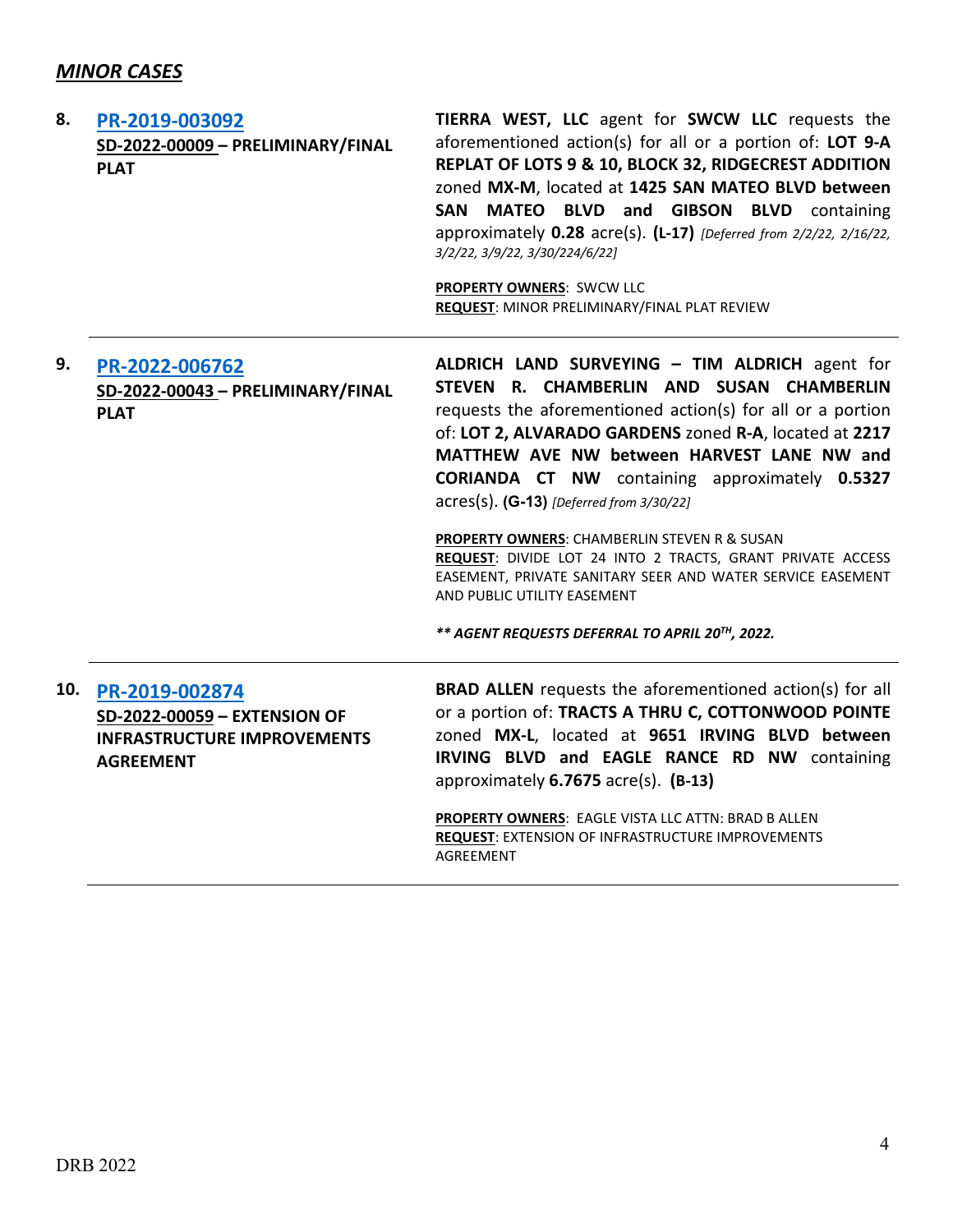## *MINOR CASES*

| | | |
|---|---|---|
| **8.** | **PR-2019-003092**<br>**SD-2022-00009 – PRELIMINARY/FINAL PLAT** | **TIERRA WEST, LLC** agent for **SWCW LLC** requests the aforementioned action(s) for all or a portion of: **LOT 9-A REPLAT OF LOTS 9 & 10, BLOCK 32, RIDGECREST ADDITION** zoned **MX-M**, located at **1425 SAN MATEO BLVD between SAN MATEO BLVD and GIBSON BLVD** containing approximately **0.28** acre(s). **(L-17)** *[Deferred from 2/2/22, 2/16/22, 3/2/22, 3/9/22, 3/30/224/6/22]*<br><br>**PROPERTY OWNERS**: SWCW LLC<br>**REQUEST**: MINOR PRELIMINARY/FINAL PLAT REVIEW |
| **9.** | **PR-2022-006762**<br>**SD-2022-00043 – PRELIMINARY/FINAL PLAT** | **ALDRICH LAND SURVEYING – TIM ALDRICH** agent for **STEVEN R. CHAMBERLIN AND SUSAN CHAMBERLIN** requests the aforementioned action(s) for all or a portion of: **LOT 2, ALVARADO GARDENS** zoned **R-A**, located at **2217 MATTHEW AVE NW between HARVEST LANE NW and CORIANDA CT NW** containing approximately **0.5327** acres(s). **(G-13)** *[Deferred from 3/30/22]*<br><br>**PROPERTY OWNERS**: CHAMBERLIN STEVEN R & SUSAN<br>**REQUEST**: DIVIDE LOT 24 INTO 2 TRACTS, GRANT PRIVATE ACCESS EASEMENT, PRIVATE SANITARY SEER AND WATER SERVICE EASEMENT AND PUBLIC UTILITY EASEMENT<br><br>***\*\* AGENT REQUESTS DEFERRAL TO APRIL 20TH, 2022.*** |
| **10.** | **PR-2019-002874**<br>**SD-2022-00059 – EXTENSION OF INFRASTRUCTURE IMPROVEMENTS AGREEMENT** | **BRAD ALLEN** requests the aforementioned action(s) for all or a portion of: **TRACTS A THRU C, COTTONWOOD POINTE** zoned **MX-L**, located at **9651 IRVING BLVD between IRVING BLVD and EAGLE RANCE RD NW** containing approximately **6.7675** acre(s). **(B-13)**<br><br>**PROPERTY OWNERS**: EAGLE VISTA LLC ATTN: BRAD B ALLEN<br>**REQUEST**: EXTENSION OF INFRASTRUCTURE IMPROVEMENTS AGREEMENT |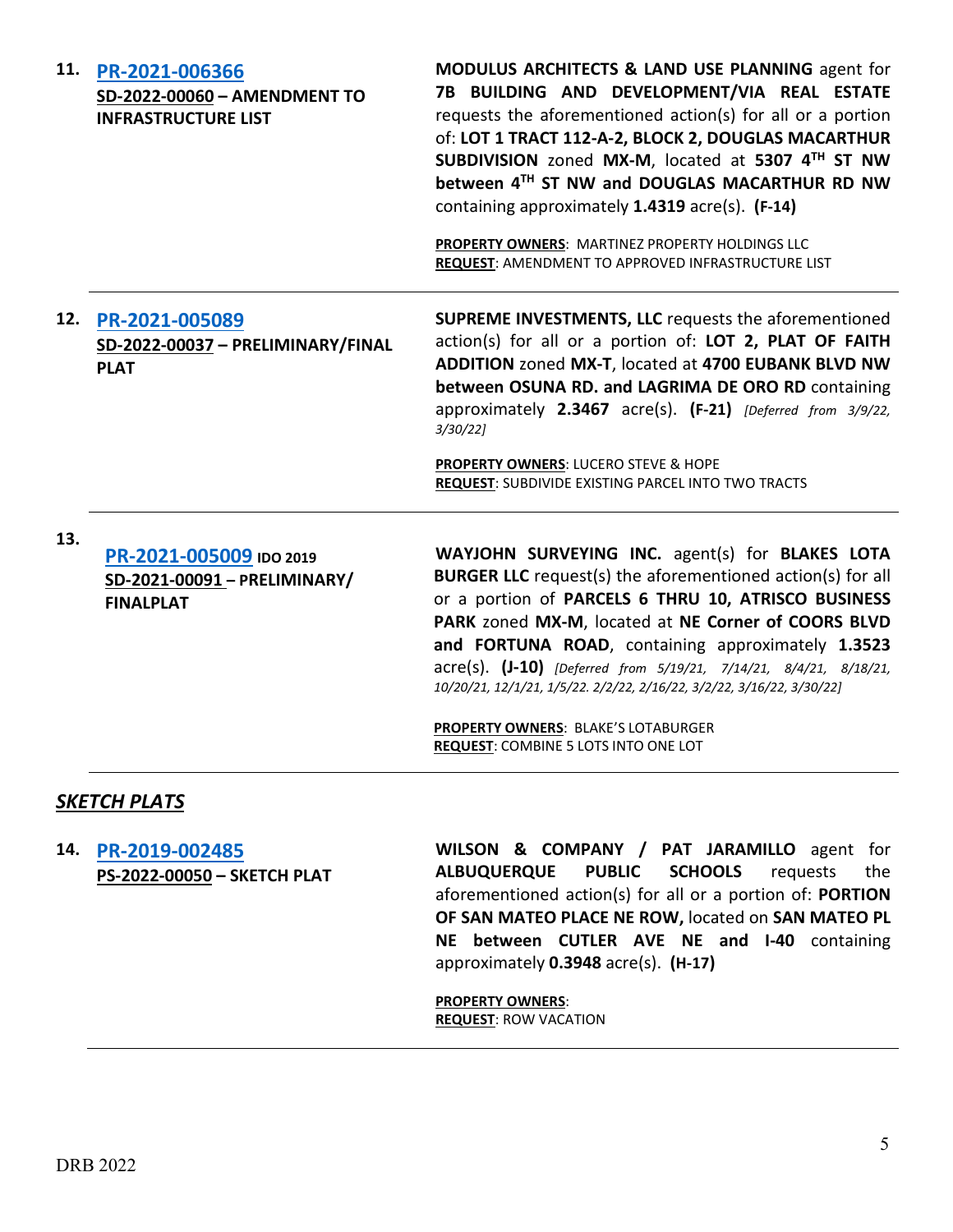**11.** **PR-2021-006366**
**SD-2022-00060 – AMENDMENT TO INFRASTRUCTURE LIST**

**MODULUS ARCHITECTS & LAND USE PLANNING** agent for **7B BUILDING AND DEVELOPMENT/VIA REAL ESTATE** requests the aforementioned action(s) for all or a portion of: **LOT 1 TRACT 112-A-2, BLOCK 2, DOUGLAS MACARTHUR SUBDIVISION** zoned **MX-M**, located at **5307 4TH ST NW between 4TH ST NW and DOUGLAS MACARTHUR RD NW** containing approximately **1.4319** acre(s). **(F-14)**

**PROPERTY OWNERS**: MARTINEZ PROPERTY HOLDINGS LLC
**REQUEST**: AMENDMENT TO APPROVED INFRASTRUCTURE LIST

---

**12.** **PR-2021-005089**
**SD-2022-00037 – PRELIMINARY/FINAL PLAT**

**SUPREME INVESTMENTS, LLC** requests the aforementioned action(s) for all or a portion of: **LOT 2, PLAT OF FAITH ADDITION** zoned **MX-T**, located at **4700 EUBANK BLVD NW between OSUNA RD. and LAGRIMA DE ORO RD** containing approximately **2.3467** acre(s). **(F-21)** *[Deferred from 3/9/22, 3/30/22]*

**PROPERTY OWNERS**: LUCERO STEVE & HOPE
**REQUEST**: SUBDIVIDE EXISTING PARCEL INTO TWO TRACTS

---

**13.** **PR-2021-005009** **IDO 2019**
**SD-2021-00091 – PRELIMINARY/ FINALPLAT**

**WAYJOHN SURVEYING INC.** agent(s) for **BLAKES LOTA BURGER LLC** request(s) the aforementioned action(s) for all or a portion of **PARCELS 6 THRU 10, ATRISCO BUSINESS PARK** zoned **MX-M**, located at **NE Corner of COORS BLVD and FORTUNA ROAD**, containing approximately **1.3523** acre(s). **(J-10)** *[Deferred from 5/19/21, 7/14/21, 8/4/21, 8/18/21, 10/20/21, 12/1/21, 1/5/22. 2/2/22, 2/16/22, 3/2/22, 3/16/22, 3/30/22]*

**PROPERTY OWNERS**: BLAKE'S LOTABURGER
**REQUEST**: COMBINE 5 LOTS INTO ONE LOT

---

## ***SKETCH PLATS***

**14.** **PR-2019-002485**
**PS-2022-00050 – SKETCH PLAT**

**WILSON & COMPANY / PAT JARAMILLO** agent for **ALBUQUERQUE PUBLIC SCHOOLS** requests the aforementioned action(s) for all or a portion of: **PORTION OF SAN MATEO PLACE NE ROW,** located on **SAN MATEO PL NE between CUTLER AVE NE and I-40** containing approximately **0.3948** acre(s). **(H-17)**

**PROPERTY OWNERS**:
**REQUEST**: ROW VACATION

---

DRB 2022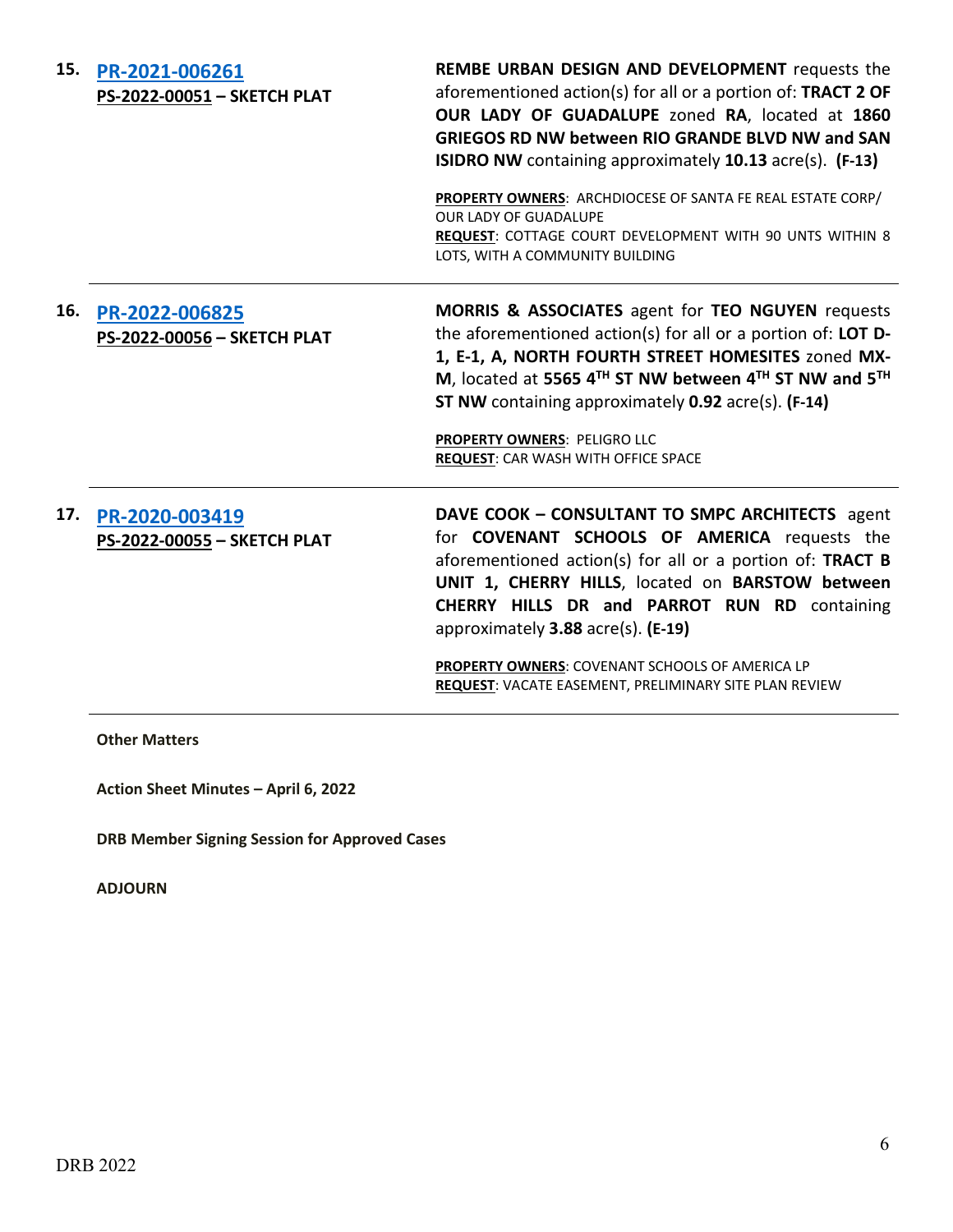| | | |
|---|---|---|
| **15.** | **PR-2021-006261**<br>**PS-2022-00051 – SKETCH PLAT** | **REMBE URBAN DESIGN AND DEVELOPMENT** requests the aforementioned action(s) for all or a portion of: **TRACT 2 OF OUR LADY OF GUADALUPE** zoned **RA**, located at **1860 GRIEGOS RD NW between RIO GRANDE BLVD NW and SAN ISIDRO NW** containing approximately **10.13** acre(s). **(F-13)**<br><br>**PROPERTY OWNERS**: ARCHDIOCESE OF SANTA FE REAL ESTATE CORP/ OUR LADY OF GUADALUPE<br>**REQUEST**: COTTAGE COURT DEVELOPMENT WITH 90 UNTS WITHIN 8 LOTS, WITH A COMMUNITY BUILDING |
| **16.** | **PR-2022-006825**<br>**PS-2022-00056 – SKETCH PLAT** | **MORRIS & ASSOCIATES** agent for **TEO NGUYEN** requests the aforementioned action(s) for all or a portion of: **LOT D-1, E-1, A, NORTH FOURTH STREET HOMESITES** zoned **MX-M**, located at **5565 4TH ST NW between 4TH ST NW and 5TH ST NW** containing approximately **0.92** acre(s). **(F-14)**<br><br>**PROPERTY OWNERS**: PELIGRO LLC<br>**REQUEST**: CAR WASH WITH OFFICE SPACE |
| **17.** | **PR-2020-003419**<br>**PS-2022-00055 – SKETCH PLAT** | **DAVE COOK – CONSULTANT TO SMPC ARCHITECTS** agent for **COVENANT SCHOOLS OF AMERICA** requests the aforementioned action(s) for all or a portion of: **TRACT B UNIT 1, CHERRY HILLS**, located on **BARSTOW between CHERRY HILLS DR and PARROT RUN RD** containing approximately **3.88** acre(s). **(E-19)**<br><br>**PROPERTY OWNERS**: COVENANT SCHOOLS OF AMERICA LP<br>**REQUEST**: VACATE EASEMENT, PRELIMINARY SITE PLAN REVIEW |

**Other Matters**

**Action Sheet Minutes – April 6, 2022**

**DRB Member Signing Session for Approved Cases**

**ADJOURN**

DRB 2022